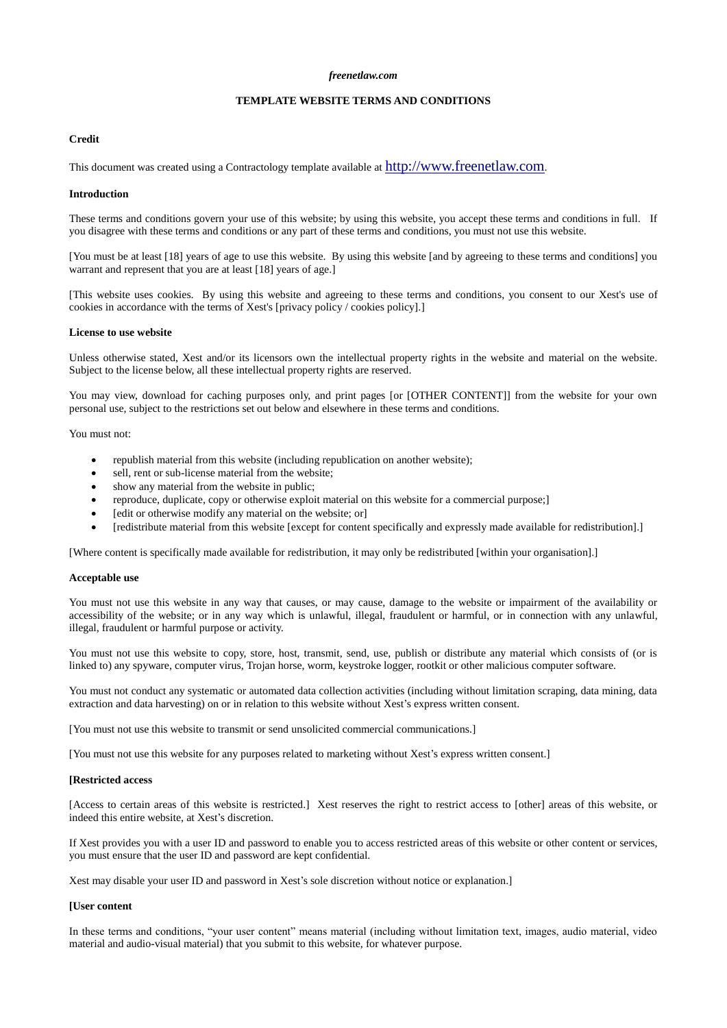*freenetlaw.com*

# TEMPLATE WEBSITE TERMS AND CONDITIONS

**Credit**

This document was created using a Contractology template available at http://www.freenetlaw.com.

**Introduction**

These terms and conditions govern your use of this website; by using this website, you accept these terms and conditions in full. If you disagree with these terms and conditions or any part of these terms and conditions, you must not use this website.

[You must be at least [18] years of age to use this website. By using this website [and by agreeing to these terms and conditions] you warrant and represent that you are at least [18] years of age.]

[This website uses cookies. By using this website and agreeing to these terms and conditions, you consent to our Xest's use of cookies in accordance with the terms of Xest's [privacy policy / cookies policy].]

**License to use website**

Unless otherwise stated, Xest and/or its licensors own the intellectual property rights in the website and material on the website. Subject to the license below, all these intellectual property rights are reserved.

You may view, download for caching purposes only, and print pages [or [OTHER CONTENT]] from the website for your own personal use, subject to the restrictions set out below and elsewhere in these terms and conditions.

You must not:

- republish material from this website (including republication on another website);
- sell, rent or sub-license material from the website;
- show any material from the website in public;
- reproduce, duplicate, copy or otherwise exploit material on this website for a commercial purpose;]
- [edit or otherwise modify any material on the website; or]
- [redistribute material from this website [except for content specifically and expressly made available for redistribution].]

[Where content is specifically made available for redistribution, it may only be redistributed [within your organisation].]

**Acceptable use**

You must not use this website in any way that causes, or may cause, damage to the website or impairment of the availability or accessibility of the website; or in any way which is unlawful, illegal, fraudulent or harmful, or in connection with any unlawful, illegal, fraudulent or harmful purpose or activity.

You must not use this website to copy, store, host, transmit, send, use, publish or distribute any material which consists of (or is linked to) any spyware, computer virus, Trojan horse, worm, keystroke logger, rootkit or other malicious computer software.

You must not conduct any systematic or automated data collection activities (including without limitation scraping, data mining, data extraction and data harvesting) on or in relation to this website without Xest's express written consent.

[You must not use this website to transmit or send unsolicited commercial communications.]

[You must not use this website for any purposes related to marketing without Xest's express written consent.]

**[Restricted access**

[Access to certain areas of this website is restricted.] Xest reserves the right to restrict access to [other] areas of this website, or indeed this entire website, at Xest's discretion.

If Xest provides you with a user ID and password to enable you to access restricted areas of this website or other content or services, you must ensure that the user ID and password are kept confidential.

Xest may disable your user ID and password in Xest's sole discretion without notice or explanation.]

**[User content**

In these terms and conditions, "your user content" means material (including without limitation text, images, audio material, video material and audio-visual material) that you submit to this website, for whatever purpose.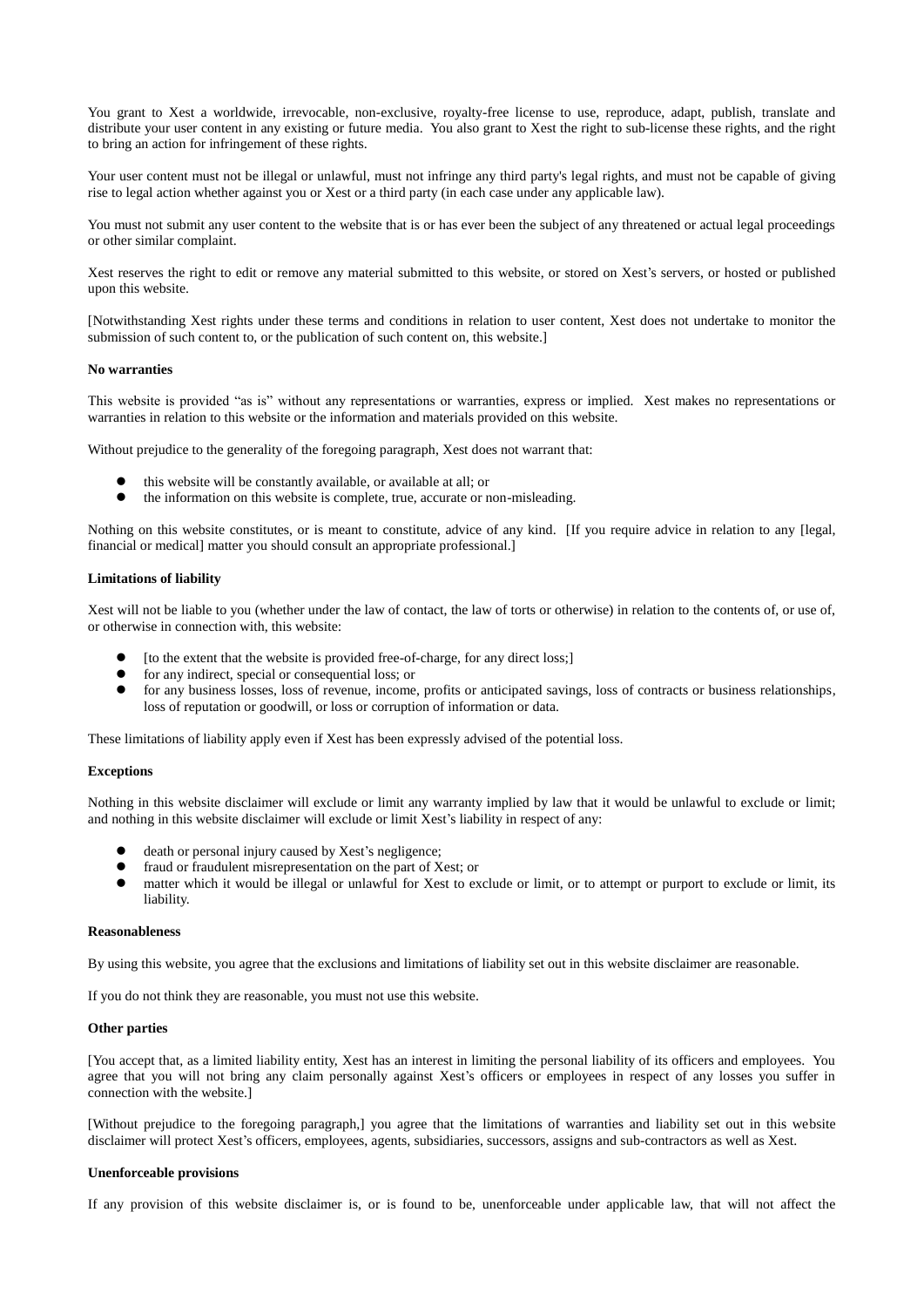You grant to Xest a worldwide, irrevocable, non-exclusive, royalty-free license to use, reproduce, adapt, publish, translate and distribute your user content in any existing or future media. You also grant to Xest the right to sub-license these rights, and the right to bring an action for infringement of these rights.

Your user content must not be illegal or unlawful, must not infringe any third party's legal rights, and must not be capable of giving rise to legal action whether against you or Xest or a third party (in each case under any applicable law).

You must not submit any user content to the website that is or has ever been the subject of any threatened or actual legal proceedings or other similar complaint.

Xest reserves the right to edit or remove any material submitted to this website, or stored on Xest's servers, or hosted or published upon this website.

[Notwithstanding Xest rights under these terms and conditions in relation to user content, Xest does not undertake to monitor the submission of such content to, or the publication of such content on, this website.]

**No warranties**

This website is provided "as is" without any representations or warranties, express or implied. Xest makes no representations or warranties in relation to this website or the information and materials provided on this website.

Without prejudice to the generality of the foregoing paragraph, Xest does not warrant that:

- this website will be constantly available, or available at all; or
- the information on this website is complete, true, accurate or non-misleading.

Nothing on this website constitutes, or is meant to constitute, advice of any kind. [If you require advice in relation to any [legal, financial or medical] matter you should consult an appropriate professional.]

**Limitations of liability**

Xest will not be liable to you (whether under the law of contact, the law of torts or otherwise) in relation to the contents of, or use of, or otherwise in connection with, this website:

- [to the extent that the website is provided free-of-charge, for any direct loss;]
- for any indirect, special or consequential loss; or
- for any business losses, loss of revenue, income, profits or anticipated savings, loss of contracts or business relationships, loss of reputation or goodwill, or loss or corruption of information or data.

These limitations of liability apply even if Xest has been expressly advised of the potential loss.

**Exceptions**

Nothing in this website disclaimer will exclude or limit any warranty implied by law that it would be unlawful to exclude or limit; and nothing in this website disclaimer will exclude or limit Xest's liability in respect of any:

- death or personal injury caused by Xest's negligence;
- fraud or fraudulent misrepresentation on the part of Xest; or
- matter which it would be illegal or unlawful for Xest to exclude or limit, or to attempt or purport to exclude or limit, its liability.

**Reasonableness**

By using this website, you agree that the exclusions and limitations of liability set out in this website disclaimer are reasonable.

If you do not think they are reasonable, you must not use this website.

**Other parties**

[You accept that, as a limited liability entity, Xest has an interest in limiting the personal liability of its officers and employees. You agree that you will not bring any claim personally against Xest's officers or employees in respect of any losses you suffer in connection with the website.]

[Without prejudice to the foregoing paragraph,] you agree that the limitations of warranties and liability set out in this website disclaimer will protect Xest's officers, employees, agents, subsidiaries, successors, assigns and sub-contractors as well as Xest.

**Unenforceable provisions**

If any provision of this website disclaimer is, or is found to be, unenforceable under applicable law, that will not affect the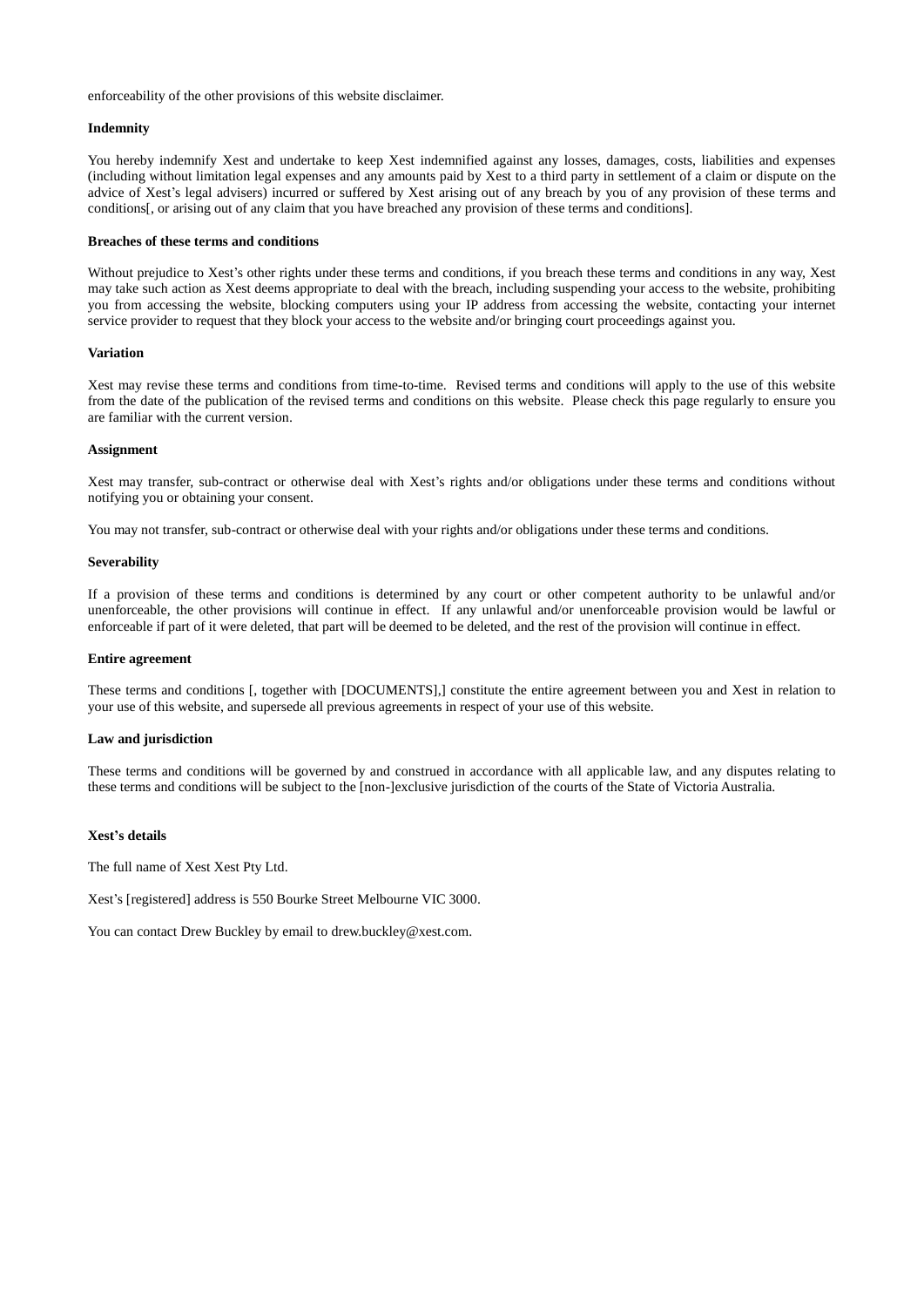enforceability of the other provisions of this website disclaimer.

**Indemnity**

You hereby indemnify Xest and undertake to keep Xest indemnified against any losses, damages, costs, liabilities and expenses (including without limitation legal expenses and any amounts paid by Xest to a third party in settlement of a claim or dispute on the advice of Xest's legal advisers) incurred or suffered by Xest arising out of any breach by you of any provision of these terms and conditions[, or arising out of any claim that you have breached any provision of these terms and conditions].

**Breaches of these terms and conditions**

Without prejudice to Xest's other rights under these terms and conditions, if you breach these terms and conditions in any way, Xest may take such action as Xest deems appropriate to deal with the breach, including suspending your access to the website, prohibiting you from accessing the website, blocking computers using your IP address from accessing the website, contacting your internet service provider to request that they block your access to the website and/or bringing court proceedings against you.

**Variation**

Xest may revise these terms and conditions from time-to-time. Revised terms and conditions will apply to the use of this website from the date of the publication of the revised terms and conditions on this website. Please check this page regularly to ensure you are familiar with the current version.

**Assignment**

Xest may transfer, sub-contract or otherwise deal with Xest's rights and/or obligations under these terms and conditions without notifying you or obtaining your consent.

You may not transfer, sub-contract or otherwise deal with your rights and/or obligations under these terms and conditions.

**Severability**

If a provision of these terms and conditions is determined by any court or other competent authority to be unlawful and/or unenforceable, the other provisions will continue in effect. If any unlawful and/or unenforceable provision would be lawful or enforceable if part of it were deleted, that part will be deemed to be deleted, and the rest of the provision will continue in effect.

**Entire agreement**

These terms and conditions [, together with [DOCUMENTS],] constitute the entire agreement between you and Xest in relation to your use of this website, and supersede all previous agreements in respect of your use of this website.

**Law and jurisdiction**

These terms and conditions will be governed by and construed in accordance with all applicable law, and any disputes relating to these terms and conditions will be subject to the [non-]exclusive jurisdiction of the courts of the State of Victoria Australia.

**Xest's details**

The full name of Xest Xest Pty Ltd.

Xest's [registered] address is 550 Bourke Street Melbourne VIC 3000.

You can contact Drew Buckley by email to drew.buckley@xest.com.